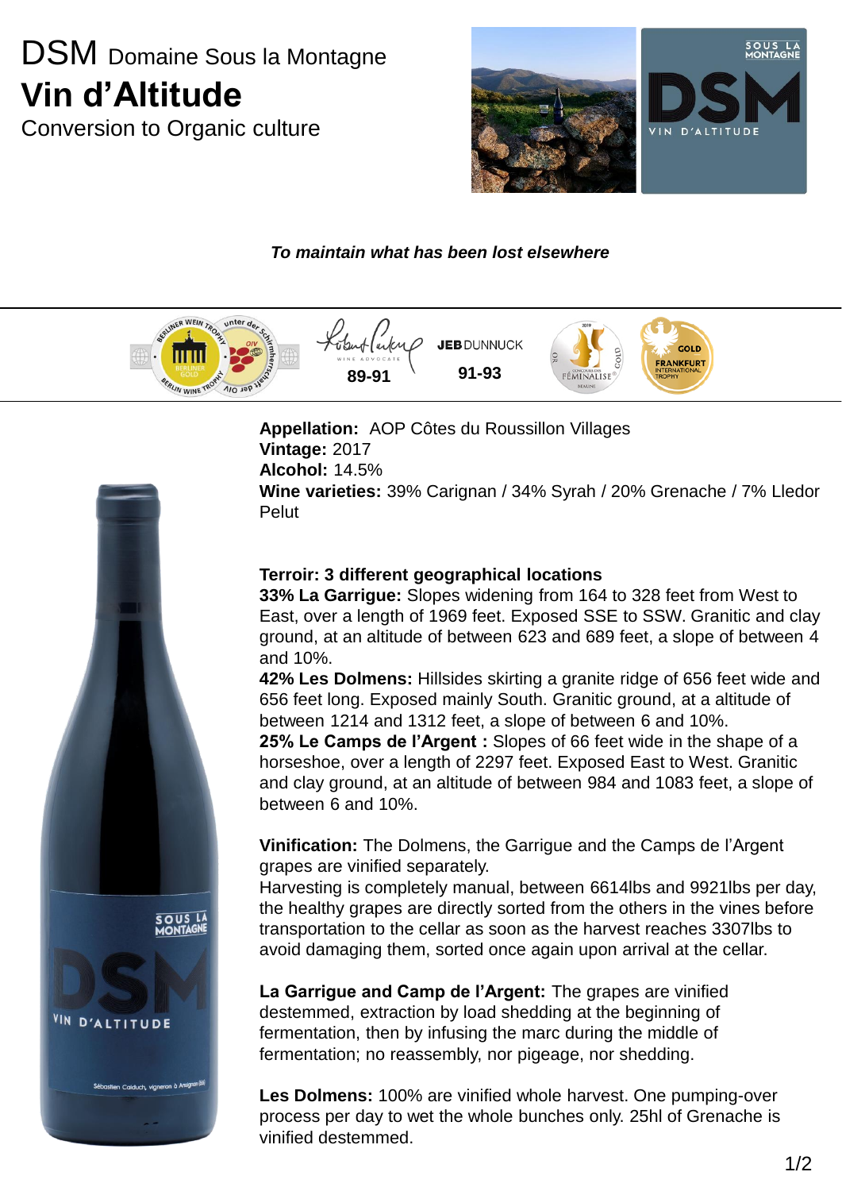# DSM Domaine Sous la Montagne

## Vin d'Altitude

Conversion to Organic culture

***To maintain what has been lost elsewhere***

Robert Parker Wine Advocate **89-91** | JEB DUNNUCK **91-93**

**Appellation:** AOP Côtes du Roussillon Villages
**Vintage:** 2017
**Alcohol:** 14.5%
**Wine varieties:** 39% Carignan / 34% Syrah / 20% Grenache / 7% Lledor Pelut

**Terroir: 3 different geographical locations**
**33% La Garrigue:** Slopes widening from 164 to 328 feet from West to East, over a length of 1969 feet. Exposed SSE to SSW. Granitic and clay ground, at an altitude of between 623 and 689 feet, a slope of between 4 and 10%.
**42% Les Dolmens:** Hillsides skirting a granite ridge of 656 feet wide and 656 feet long. Exposed mainly South. Granitic ground, at a altitude of between 1214 and 1312 feet, a slope of between 6 and 10%.
**25% Le Camps de l'Argent :** Slopes of 66 feet wide in the shape of a horseshoe, over a length of 2297 feet. Exposed East to West. Granitic and clay ground, at an altitude of between 984 and 1083 feet, a slope of between 6 and 10%.

**Vinification:** The Dolmens, the Garrigue and the Camps de l'Argent grapes are vinified separately.
Harvesting is completely manual, between 6614lbs and 9921lbs per day, the healthy grapes are directly sorted from the others in the vines before transportation to the cellar as soon as the harvest reaches 3307lbs to avoid damaging them, sorted once again upon arrival at the cellar.

**La Garrigue and Camp de l'Argent:** The grapes are vinified destemmed, extraction by load shedding at the beginning of fermentation, then by infusing the marc during the middle of fermentation; no reassembly, nor pigeage, nor shedding.

**Les Dolmens:** 100% are vinified whole harvest. One pumping-over process per day to wet the whole bunches only. 25hl of Grenache is vinified destemmed.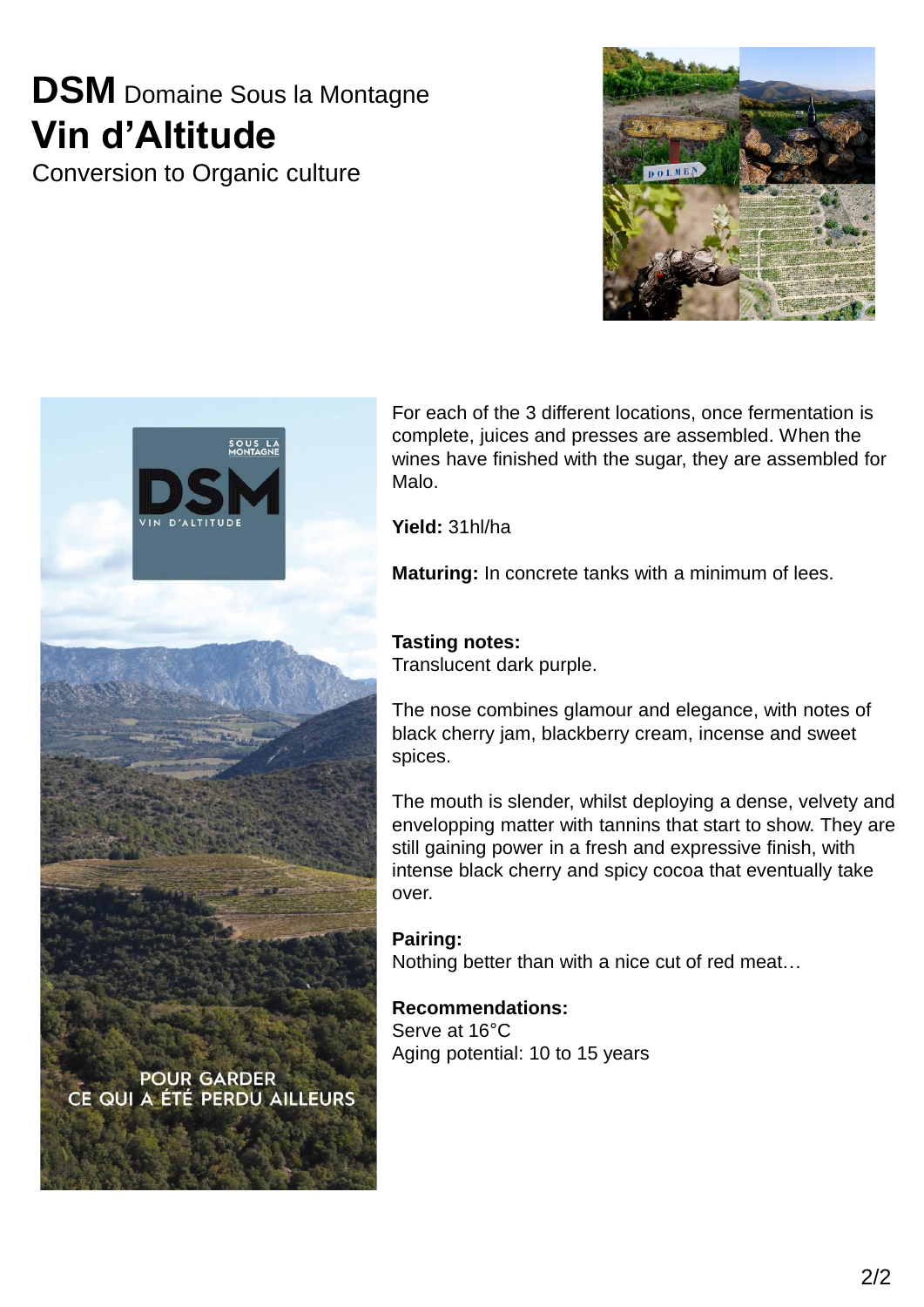# **DSM** Domaine Sous la Montagne

## Vin d'Altitude

Conversion to Organic culture

For each of the 3 different locations, once fermentation is complete, juices and presses are assembled. When the wines have finished with the sugar, they are assembled for Malo.

**Yield:** 31hl/ha

**Maturing:** In concrete tanks with a minimum of lees.

**Tasting notes:**
Translucent dark purple.

The nose combines glamour and elegance, with notes of black cherry jam, blackberry cream, incense and sweet spices.

The mouth is slender, whilst deploying a dense, velvety and envelopping matter with tannins that start to show. They are still gaining power in a fresh and expressive finish, with intense black cherry and spicy cocoa that eventually take over.

**Pairing:**
Nothing better than with a nice cut of red meat…

**Recommendations:**
Serve at 16°C
Aging potential: 10 to 15 years